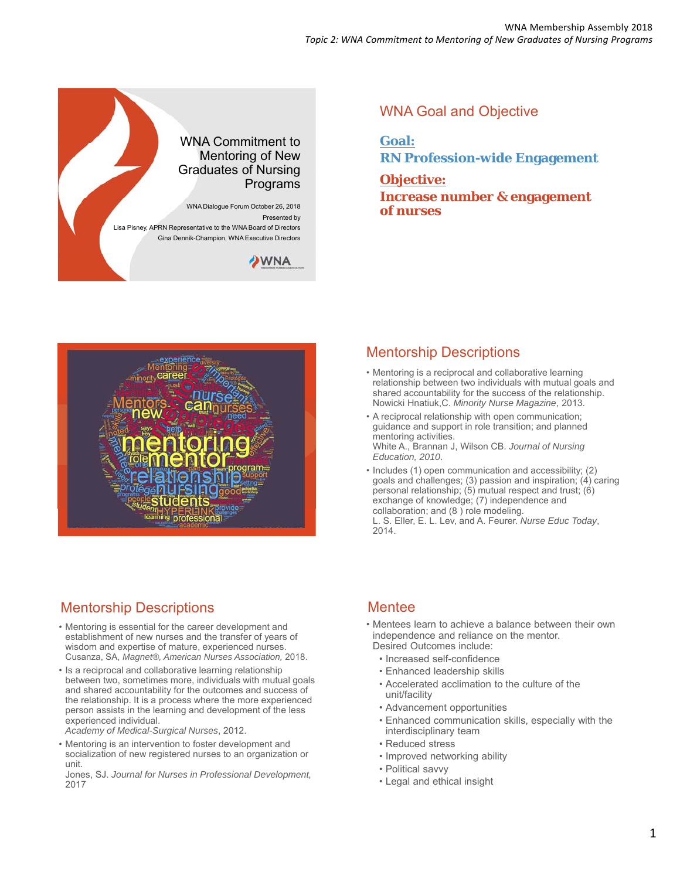WNA Commitment to Mentoring of New Graduates of Nursing Programs

WNA Dialogue Forum October 26, 2018

Presented by

Lisa Pisney, APRN Representative to the WNA Board of Directors

Gina Dennik-Champion, WNA Executive Directors

## WNA Goal and Objective

**Goal:**
**RN Profession-wide Engagement**

**Objective:**
**Increase number & engagement of nurses**

## Mentorship Descriptions

- Mentoring is a reciprocal and collaborative learning relationship between two individuals with mutual goals and shared accountability for the success of the relationship.
  Nowicki Hnatiuk,C. *Minority Nurse Magazine*, 2013.
- A reciprocal relationship with open communication; guidance and support in role transition; and planned mentoring activities.
  White A., Brannan J, Wilson CB. *Journal of Nursing Education, 2010*.
- Includes (1) open communication and accessibility; (2) goals and challenges; (3) passion and inspiration; (4) caring personal relationship; (5) mutual respect and trust; (6) exchange of knowledge; (7) independence and collaboration; and (8 ) role modeling.
  L. S. Eller, E. L. Lev, and A. Feurer. *Nurse Educ Today*, 2014.

## Mentorship Descriptions

- Mentoring is essential for the career development and establishment of new nurses and the transfer of years of wisdom and expertise of mature, experienced nurses.
  Cusanza, SA, *Magnet®, American Nurses Association,* 2018.
- Is a reciprocal and collaborative learning relationship between two, sometimes more, individuals with mutual goals and shared accountability for the outcomes and success of the relationship. It is a process where the more experienced person assists in the learning and development of the less experienced individual.
  *Academy of Medical-Surgical Nurses*, 2012.
- Mentoring is an intervention to foster development and socialization of new registered nurses to an organization or unit.
  Jones, SJ. *Journal for Nurses in Professional Development,* 2017

## Mentee

- Mentees learn to achieve a balance between their own independence and reliance on the mentor.
  Desired Outcomes include:
  - Increased self-confidence
  - Enhanced leadership skills
  - Accelerated acclimation to the culture of the unit/facility
  - Advancement opportunities
  - Enhanced communication skills, especially with the interdisciplinary team
  - Reduced stress
  - Improved networking ability
  - Political savvy
  - Legal and ethical insight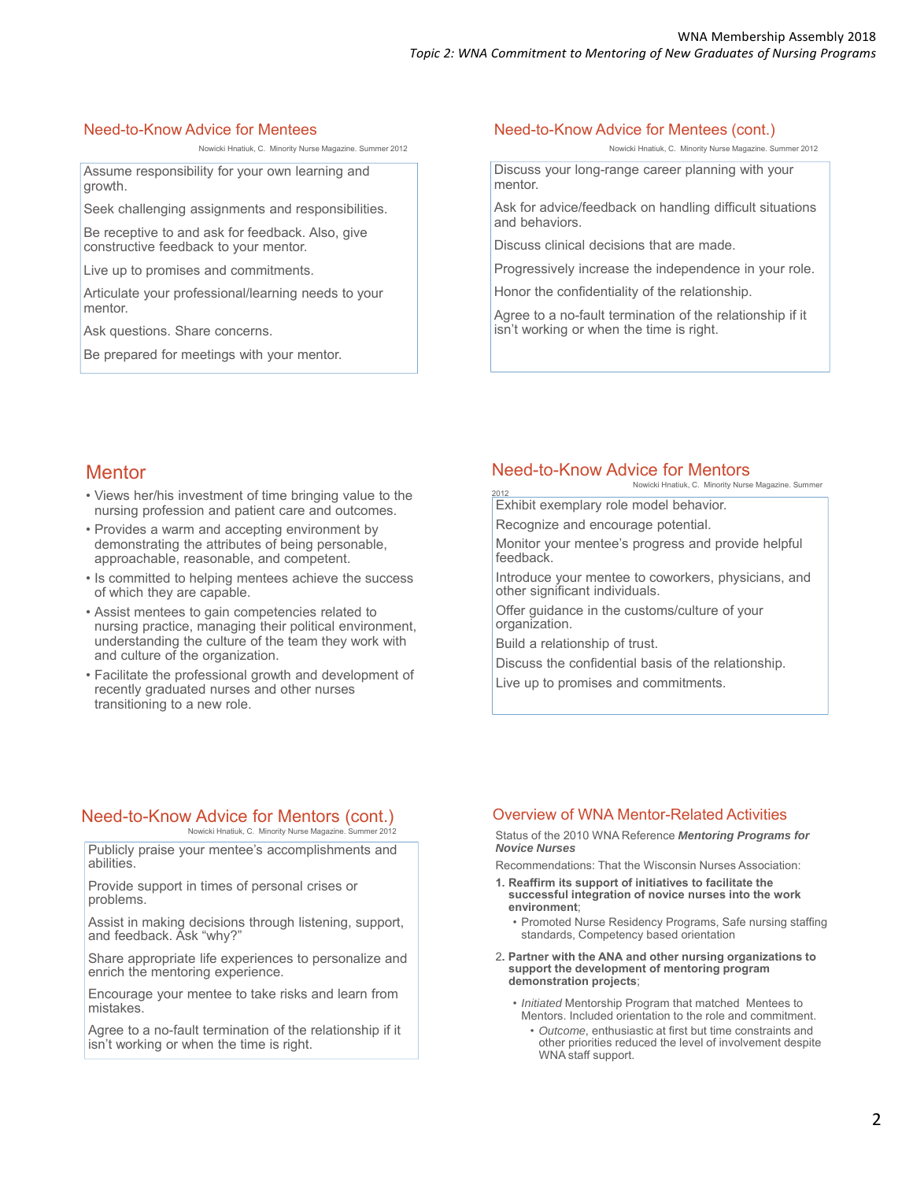## Need-to-Know Advice for Mentees

Nowicki Hnatiuk, C. Minority Nurse Magazine. Summer 2012

Assume responsibility for your own learning and growth.

Seek challenging assignments and responsibilities.

Be receptive to and ask for feedback. Also, give constructive feedback to your mentor.

Live up to promises and commitments.

Articulate your professional/learning needs to your mentor.

Ask questions. Share concerns.

Be prepared for meetings with your mentor.

## Need-to-Know Advice for Mentees (cont.)

Nowicki Hnatiuk, C. Minority Nurse Magazine. Summer 2012

Discuss your long-range career planning with your mentor.

Ask for advice/feedback on handling difficult situations and behaviors.

Discuss clinical decisions that are made.

Progressively increase the independence in your role.

Honor the confidentiality of the relationship.

Agree to a no-fault termination of the relationship if it isn't working or when the time is right.

## Mentor

- Views her/his investment of time bringing value to the nursing profession and patient care and outcomes.
- Provides a warm and accepting environment by demonstrating the attributes of being personable, approachable, reasonable, and competent.
- Is committed to helping mentees achieve the success of which they are capable.
- Assist mentees to gain competencies related to nursing practice, managing their political environment, understanding the culture of the team they work with and culture of the organization.
- Facilitate the professional growth and development of recently graduated nurses and other nurses transitioning to a new role.

## Need-to-Know Advice for Mentors

Nowicki Hnatiuk, C. Minority Nurse Magazine. Summer 2012

Exhibit exemplary role model behavior.

Recognize and encourage potential.

Monitor your mentee's progress and provide helpful feedback.

Introduce your mentee to coworkers, physicians, and other significant individuals.

Offer guidance in the customs/culture of your organization.

Build a relationship of trust.

Discuss the confidential basis of the relationship.

Live up to promises and commitments.

## Need-to-Know Advice for Mentors (cont.)

Nowicki Hnatiuk, C. Minority Nurse Magazine. Summer 2012

Publicly praise your mentee's accomplishments and abilities.

Provide support in times of personal crises or problems.

Assist in making decisions through listening, support, and feedback. Ask "why?"

Share appropriate life experiences to personalize and enrich the mentoring experience.

Encourage your mentee to take risks and learn from mistakes.

Agree to a no-fault termination of the relationship if it isn't working or when the time is right.

## Overview of WNA Mentor-Related Activities

Status of the 2010 WNA Reference ***Mentoring Programs for Novice Nurses***

Recommendations: That the Wisconsin Nurses Association:

1. **Reaffirm its support of initiatives to facilitate the successful integration of novice nurses into the work environment**;
   - Promoted Nurse Residency Programs, Safe nursing staffing standards, Competency based orientation
2. **Partner with the ANA and other nursing organizations to support the development of mentoring program demonstration projects**;
   - *Initiated* Mentorship Program that matched Mentees to Mentors. Included orientation to the role and commitment.
     - *Outcome*, enthusiastic at first but time constraints and other priorities reduced the level of involvement despite WNA staff support.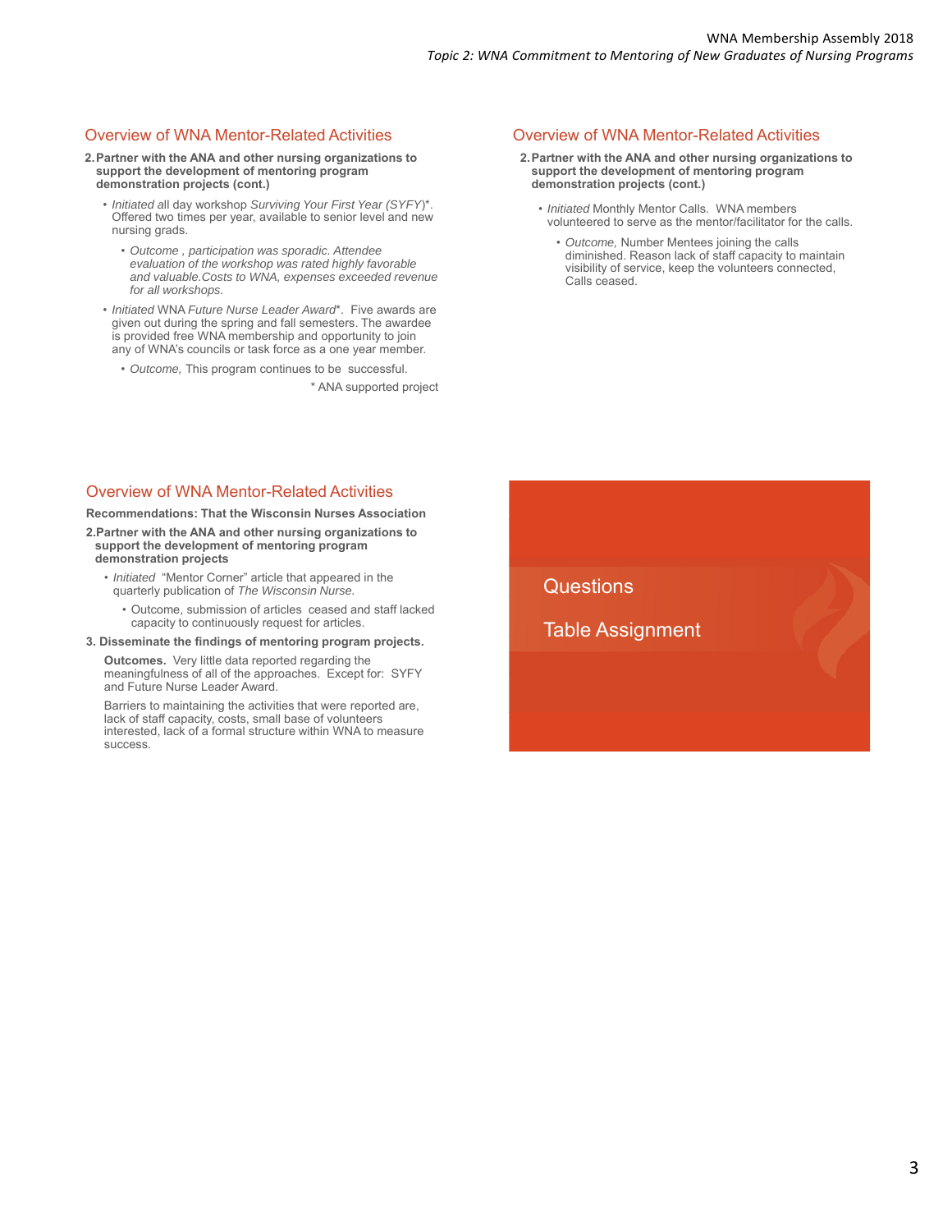## Overview of WNA Mentor-Related Activities

**2. Partner with the ANA and other nursing organizations to support the development of mentoring program demonstration projects (cont.)**

- *Initiated* all day workshop *Surviving Your First Year (SYFY)*\*. Offered two times per year, available to senior level and new nursing grads.
  - *Outcome , participation was sporadic. Attendee evaluation of the workshop was rated highly favorable and valuable.Costs to WNA, expenses exceeded revenue for all workshops.*
- *Initiated* WNA *Future Nurse Leader Award*\*. Five awards are given out during the spring and fall semesters. The awardee is provided free WNA membership and opportunity to join any of WNA's councils or task force as a one year member.
  - *Outcome,* This program continues to be successful.

\* ANA supported project

## Overview of WNA Mentor-Related Activities

**2. Partner with the ANA and other nursing organizations to support the development of mentoring program demonstration projects (cont.)**

- *Initiated* Monthly Mentor Calls. WNA members volunteered to serve as the mentor/facilitator for the calls.
  - *Outcome,* Number Mentees joining the calls diminished. Reason lack of staff capacity to maintain visibility of service, keep the volunteers connected, Calls ceased.

## Overview of WNA Mentor-Related Activities

**Recommendations: That the Wisconsin Nurses Association**

**2. Partner with the ANA and other nursing organizations to support the development of mentoring program demonstration projects**

- *Initiated* "Mentor Corner" article that appeared in the quarterly publication of *The Wisconsin Nurse.*
  - Outcome, submission of articles ceased and staff lacked capacity to continuously request for articles.

**3. Disseminate the findings of mentoring program projects.**

**Outcomes.** Very little data reported regarding the meaningfulness of all of the approaches. Except for: SYFY and Future Nurse Leader Award.

Barriers to maintaining the activities that were reported are, lack of staff capacity, costs, small base of volunteers interested, lack of a formal structure within WNA to measure success.

Questions

Table Assignment